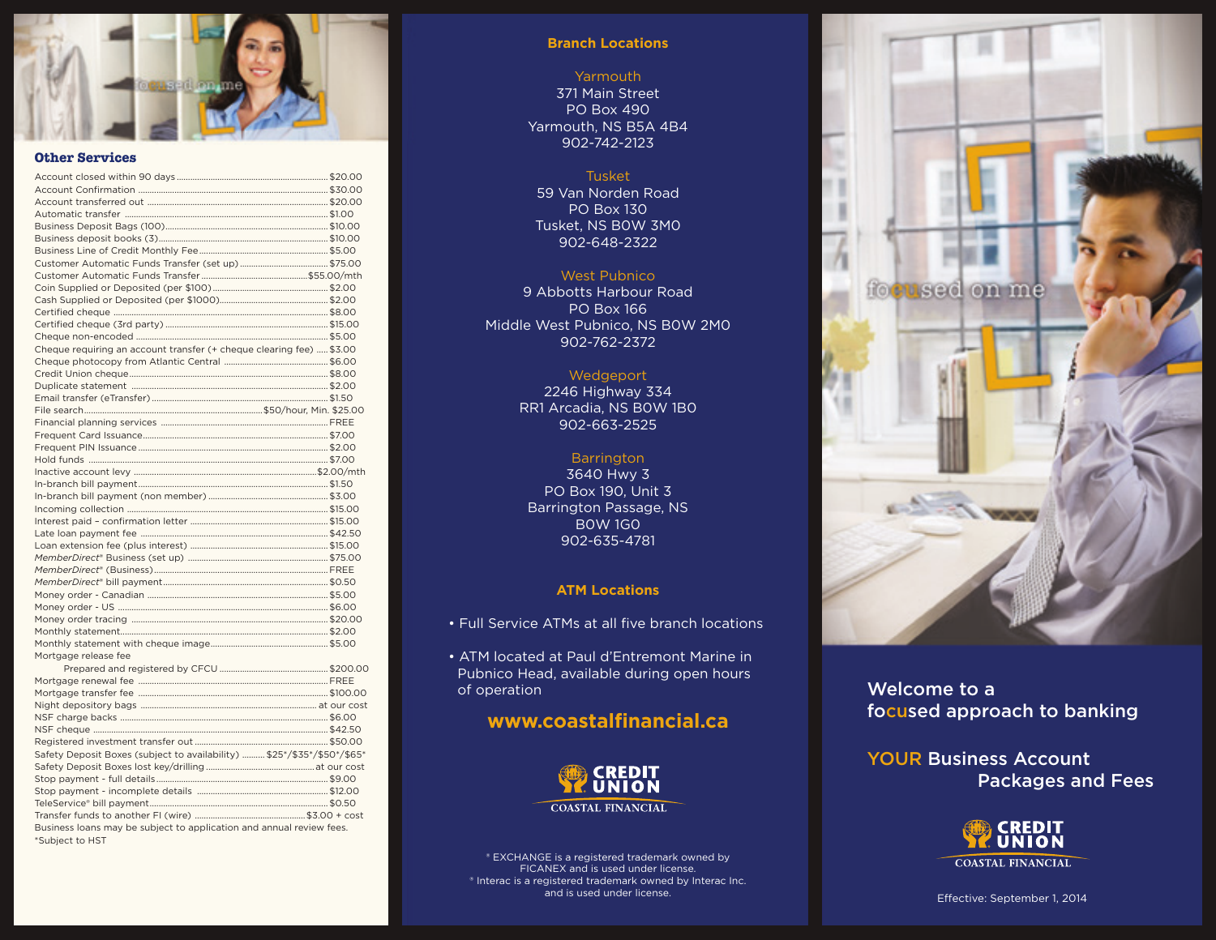focused on me

## Other Services

| | |
|---|---|
| Account closed within 90 days | $20.00 |
| Account Confirmation | $30.00 |
| Account transferred out | $20.00 |
| Automatic transfer | $1.00 |
| Business Deposit Bags (100) | $10.00 |
| Business deposit books (3) | $10.00 |
| Business Line of Credit Monthly Fee | $5.00 |
| Customer Automatic Funds Transfer (set up) | $75.00 |
| Customer Automatic Funds Transfer | $55.00/mth |
| Coin Supplied or Deposited (per $100) | $2.00 |
| Cash Supplied or Deposited (per $1000) | $2.00 |
| Certified cheque | $8.00 |
| Certified cheque (3rd party) | $15.00 |
| Cheque non-encoded | $5.00 |
| Cheque requiring an account transfer (+ cheque clearing fee) | $3.00 |
| Cheque photocopy from Atlantic Central | $6.00 |
| Credit Union cheque | $8.00 |
| Duplicate statement | $2.00 |
| Email transfer (eTransfer) | $1.50 |
| File search | $50/hour, Min. $25.00 |
| Financial planning services | FREE |
| Frequent Card Issuance | $7.00 |
| Frequent PIN Issuance | $2.00 |
| Hold funds | $7.00 |
| Inactive account levy | $2.00/mth |
| In-branch bill payment | $1.50 |
| In-branch bill payment (non member) | $3.00 |
| Incoming collection | $15.00 |
| Interest paid – confirmation letter | $15.00 |
| Late loan payment fee | $42.50 |
| Loan extension fee (plus interest) | $15.00 |
| *MemberDirect®* Business (set up) | $75.00 |
| *MemberDirect®* (Business) | FREE |
| *MemberDirect®* bill payment | $0.50 |
| Money order - Canadian | $5.00 |
| Money order - US | $6.00 |
| Money order tracing | $20.00 |
| Monthly statement | $2.00 |
| Monthly statement with cheque image | $5.00 |
| Mortgage release fee | |
| Prepared and registered by CFCU | $200.00 |
| Mortgage renewal fee | FREE |
| Mortgage transfer fee | $100.00 |
| Night depository bags | at our cost |
| NSF charge backs | $6.00 |
| NSF cheque | $42.50 |
| Registered investment transfer out | $50.00 |
| Safety Deposit Boxes (subject to availability) | $25*/$35*/$50*/$65* |
| Safety Deposit Boxes lost key/drilling | at our cost |
| Stop payment - full details | $9.00 |
| Stop payment - incomplete details | $12.00 |
| TeleService® bill payment | $0.50 |
| Transfer funds to another FI (wire) | $3.00 + cost |

Business loans may be subject to application and annual review fees.

*Subject to HST

## Branch Locations

**Yarmouth**
371 Main Street
PO Box 490
Yarmouth, NS B5A 4B4
902-742-2123

**Tusket**
59 Van Norden Road
PO Box 130
Tusket, NS B0W 3M0
902-648-2322

**West Pubnico**
9 Abbotts Harbour Road
PO Box 166
Middle West Pubnico, NS B0W 2M0
902-762-2372

**Wedgeport**
2246 Highway 334
RR1 Arcadia, NS B0W 1B0
902-663-2525

**Barrington**
3640 Hwy 3
PO Box 190, Unit 3
Barrington Passage, NS
B0W 1G0
902-635-4781

## ATM Locations

- Full Service ATMs at all five branch locations
- ATM located at Paul d'Entremont Marine in Pubnico Head, available during open hours of operation

**www.coastalfinancial.ca**

CREDIT UNION
COASTAL FINANCIAL

® EXCHANGE is a registered trademark owned by FICANEX and is used under license.
® Interac is a registered trademark owned by Interac Inc. and is used under license.

focused on me

# Welcome to a focused approach to banking

## YOUR Business Account Packages and Fees

CREDIT UNION
COASTAL FINANCIAL

Effective: September 1, 2014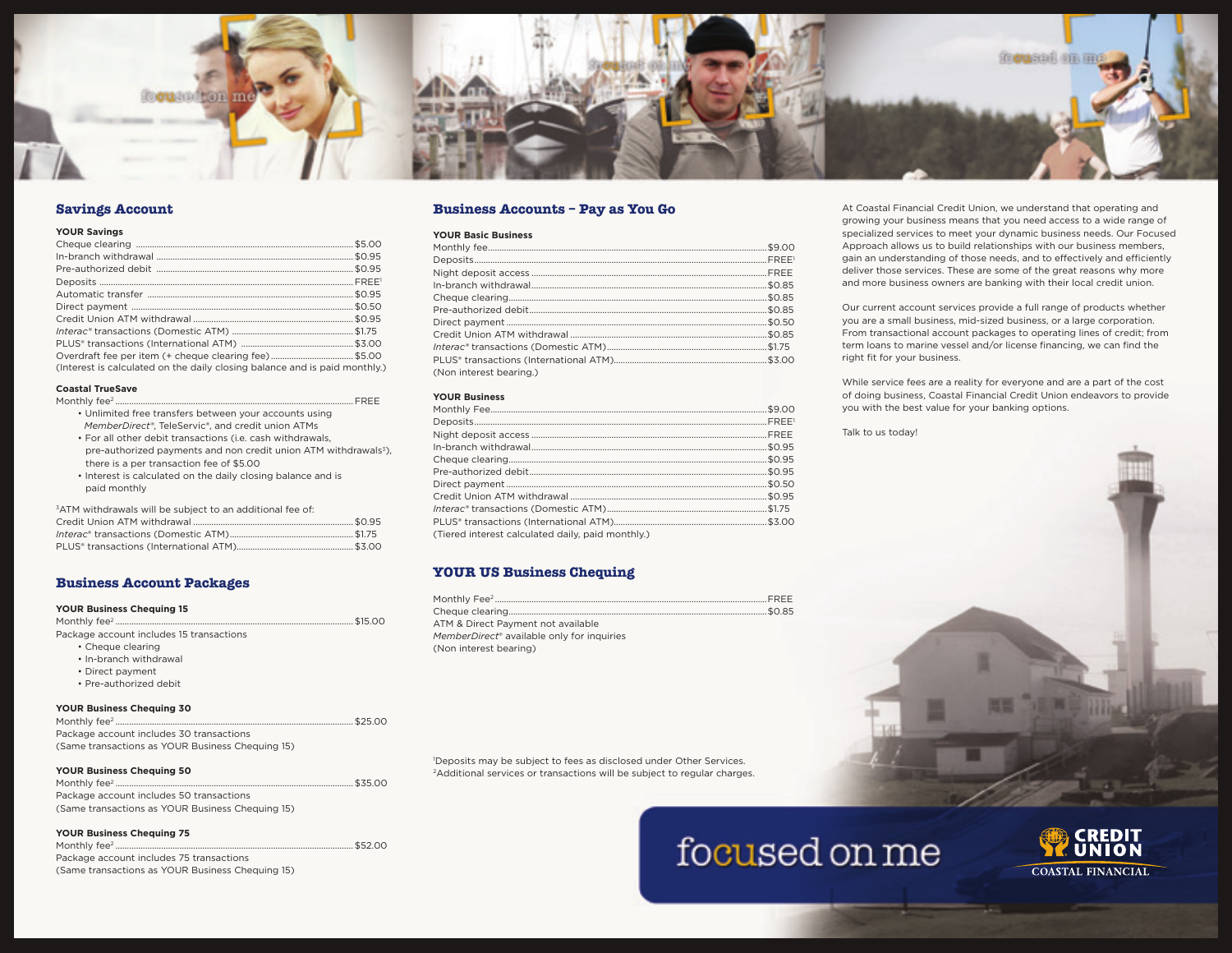## Savings Account

**YOUR Savings**

| | |
|---|---|
| Cheque clearing | $5.00 |
| In-branch withdrawal | $0.95 |
| Pre-authorized debit | $0.95 |
| Deposits | FREE[1] |
| Automatic transfer | $0.95 |
| Direct payment | $0.50 |
| Credit Union ATM withdrawal | $0.95 |
| *Interac*® transactions (Domestic ATM) | $1.75 |
| PLUS® transactions (International ATM) | $3.00 |
| Overdraft fee per item (+ cheque clearing fee) | $5.00 |

(Interest is calculated on the daily closing balance and is paid monthly.)

**Coastal TrueSave**

Monthly fee[2] .......... FREE

- Unlimited free transfers between your accounts using *MemberDirect*®, TeleServic®, and credit union ATMs
- For all other debit transactions (i.e. cash withdrawals, pre-authorized payments and non credit union ATM withdrawals[3]), there is a per transaction fee of $5.00
- Interest is calculated on the daily closing balance and is paid monthly

[3]ATM withdrawals will be subject to an additional fee of:

| | |
|---|---|
| Credit Union ATM withdrawal | $0.95 |
| *Interac*® transactions (Domestic ATM) | $1.75 |
| PLUS® transactions (International ATM) | $3.00 |

## Business Account Packages

**YOUR Business Chequing 15**

Monthly fee[2] .......... $15.00

Package account includes 15 transactions

- Cheque clearing
- In-branch withdrawal
- Direct payment
- Pre-authorized debit

**YOUR Business Chequing 30**

Monthly fee[2] .......... $25.00

Package account includes 30 transactions

(Same transactions as YOUR Business Chequing 15)

**YOUR Business Chequing 50**

Monthly fee[2] .......... $35.00

Package account includes 50 transactions

(Same transactions as YOUR Business Chequing 15)

**YOUR Business Chequing 75**

Monthly fee[2] .......... $52.00

Package account includes 75 transactions

(Same transactions as YOUR Business Chequing 15)

## Business Accounts – Pay as You Go

**YOUR Basic Business**

| | |
|---|---|
| Monthly fee | $9.00 |
| Deposits | FREE[1] |
| Night deposit access | FREE |
| In-branch withdrawal | $0.85 |
| Cheque clearing | $0.85 |
| Pre-authorized debit | $0.85 |
| Direct payment | $0.50 |
| Credit Union ATM withdrawal | $0.85 |
| *Interac*® transactions (Domestic ATM) | $1.75 |
| PLUS® transactions (International ATM) | $3.00 |

(Non interest bearing.)

**YOUR Business**

| | |
|---|---|
| Monthly Fee | $9.00 |
| Deposits | FREE[1] |
| Night deposit access | FREE |
| In-branch withdrawal | $0.95 |
| Cheque clearing | $0.95 |
| Pre-authorized debit | $0.95 |
| Direct payment | $0.50 |
| Credit Union ATM withdrawal | $0.95 |
| *Interac*® transactions (Domestic ATM) | $1.75 |
| PLUS® transactions (International ATM) | $3.00 |

(Tiered interest calculated daily, paid monthly.)

## YOUR US Business Chequing

| | |
|---|---|
| Monthly Fee[2] | FREE |
| Cheque clearing | $0.85 |

ATM & Direct Payment not available

*MemberDirect*® available only for inquiries

(Non interest bearing)

[1]Deposits may be subject to fees as disclosed under Other Services.
[2]Additional services or transactions will be subject to regular charges.

At Coastal Financial Credit Union, we understand that operating and growing your business means that you need access to a wide range of specialized services to meet your dynamic business needs. Our Focused Approach allows us to build relationships with our business members, gain an understanding of those needs, and to effectively and efficiently deliver those services. These are some of the great reasons why more and more business owners are banking with their local credit union.

Our current account services provide a full range of products whether you are a small business, mid-sized business, or a large corporation. From transactional account packages to operating lines of credit; from term loans to marine vessel and/or license financing, we can find the right fit for your business.

While service fees are a reality for everyone and are a part of the cost of doing business, Coastal Financial Credit Union endeavors to provide you with the best value for your banking options.

Talk to us today!

focused on me

CREDIT UNION
COASTAL FINANCIAL